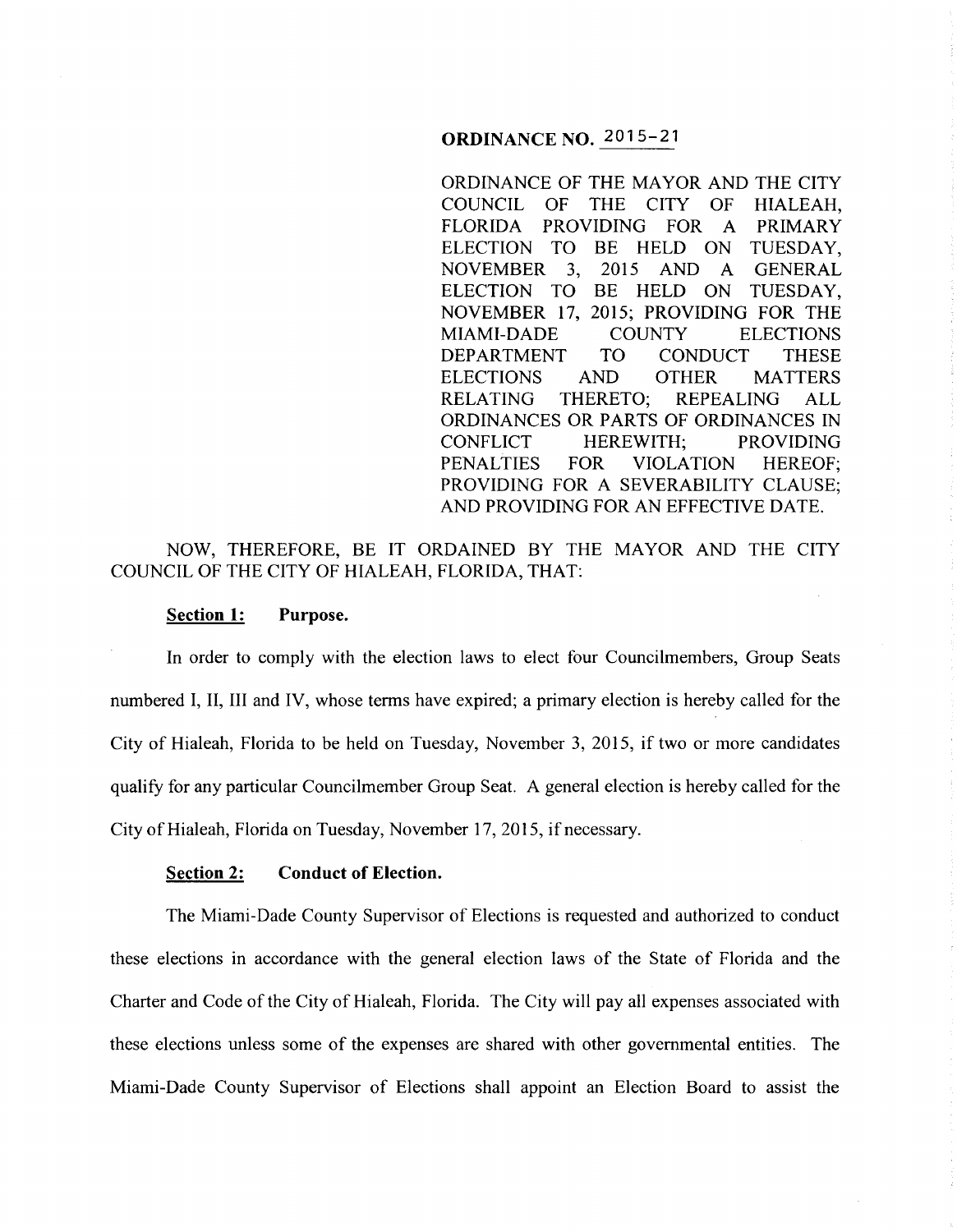# ORDINANCE NO. 2015-21

ORDINANCE OF THE MAYOR AND THE CITY COUNCIL OF THE CITY OF HIALEAH, FLORIDA PROVIDING FOR A PRIMARY ELECTION TO BE HELD ON TUESDAY, NOVEMBER 3, 2015 AND A GENERAL ELECTION TO BE HELD ON TUESDAY, NOVEMBER 17, 2015; PROVIDING FOR THE MIAMI-DADE COUNTY ELECTIONS DEPARTMENT TO CONDUCT THESE ELECTIONS AND OTHER MATTERS RELATING THERETO; REPEALING ALL ORDINANCES OR PARTS OF ORDINANCES IN CONFLICT HEREWITH; PROVIDING PENALTIES FOR VIOLATION HEREOF; PROVIDING FOR A SEVERABILITY CLAUSE; AND PROVIDING FOR AN EFFECTIVE DATE.

NOW, THEREFORE, BE IT ORDAINED BY THE MAYOR AND THE CITY COUNCIL OF THE CITY OF HIALEAH, FLORIDA, THAT:

**Section 1: Purpose.**

In order to comply with the election laws to elect four Councilmembers, Group Seats numbered I, II, III and IV, whose terms have expired; a primary election is hereby called for the City of Hialeah, Florida to be held on Tuesday, November 3, 2015, if two or more candidates qualify for any particular Councilmember Group Seat. A general election is hereby called for the City of Hialeah, Florida on Tuesday, November 17, 2015, if necessary.

**Section 2: Conduct of Election.**

The Miami-Dade County Supervisor of Elections is requested and authorized to conduct these elections in accordance with the general election laws of the State of Florida and the Charter and Code of the City of Hialeah, Florida. The City will pay all expenses associated with these elections unless some of the expenses are shared with other governmental entities. The Miami-Dade County Supervisor of Elections shall appoint an Election Board to assist the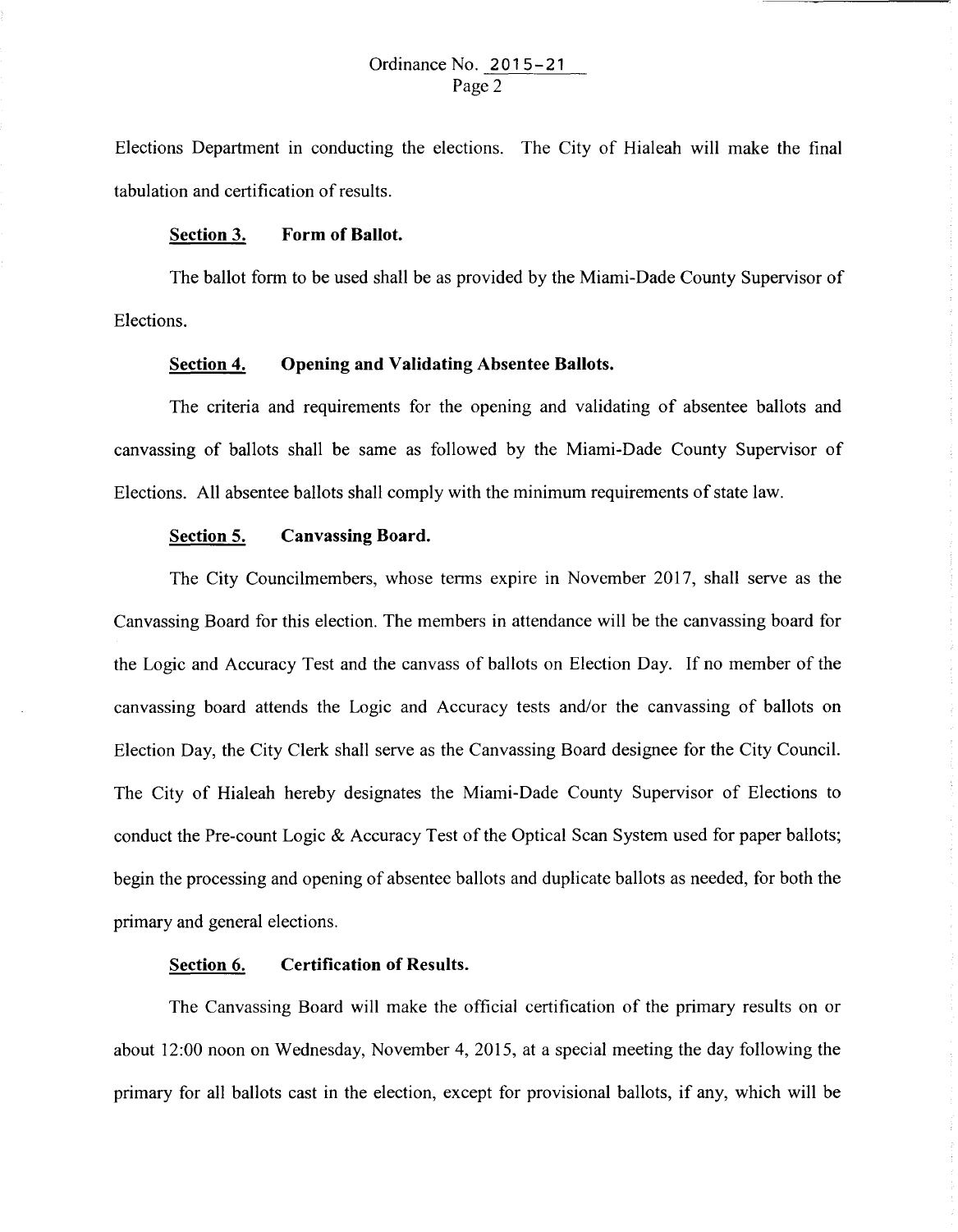Elections Department in conducting the elections. The City of Hialeah will make the final tabulation and certification of results.

**Section 3. Form of Ballot.**

The ballot form to be used shall be as provided by the Miami-Dade County Supervisor of Elections.

**Section 4. Opening and Validating Absentee Ballots.**

The criteria and requirements for the opening and validating of absentee ballots and canvassing of ballots shall be same as followed by the Miami-Dade County Supervisor of Elections. All absentee ballots shall comply with the minimum requirements of state law.

**Section 5. Canvassing Board.**

The City Councilmembers, whose terms expire in November 2017, shall serve as the Canvassing Board for this election. The members in attendance will be the canvassing board for the Logic and Accuracy Test and the canvass of ballots on Election Day. If no member of the canvassing board attends the Logic and Accuracy tests and/or the canvassing of ballots on Election Day, the City Clerk shall serve as the Canvassing Board designee for the City Council. The City of Hialeah hereby designates the Miami-Dade County Supervisor of Elections to conduct the Pre-count Logic & Accuracy Test of the Optical Scan System used for paper ballots; begin the processing and opening of absentee ballots and duplicate ballots as needed, for both the primary and general elections.

**Section 6. Certification of Results.**

The Canvassing Board will make the official certification of the primary results on or about 12:00 noon on Wednesday, November 4, 2015, at a special meeting the day following the primary for all ballots cast in the election, except for provisional ballots, if any, which will be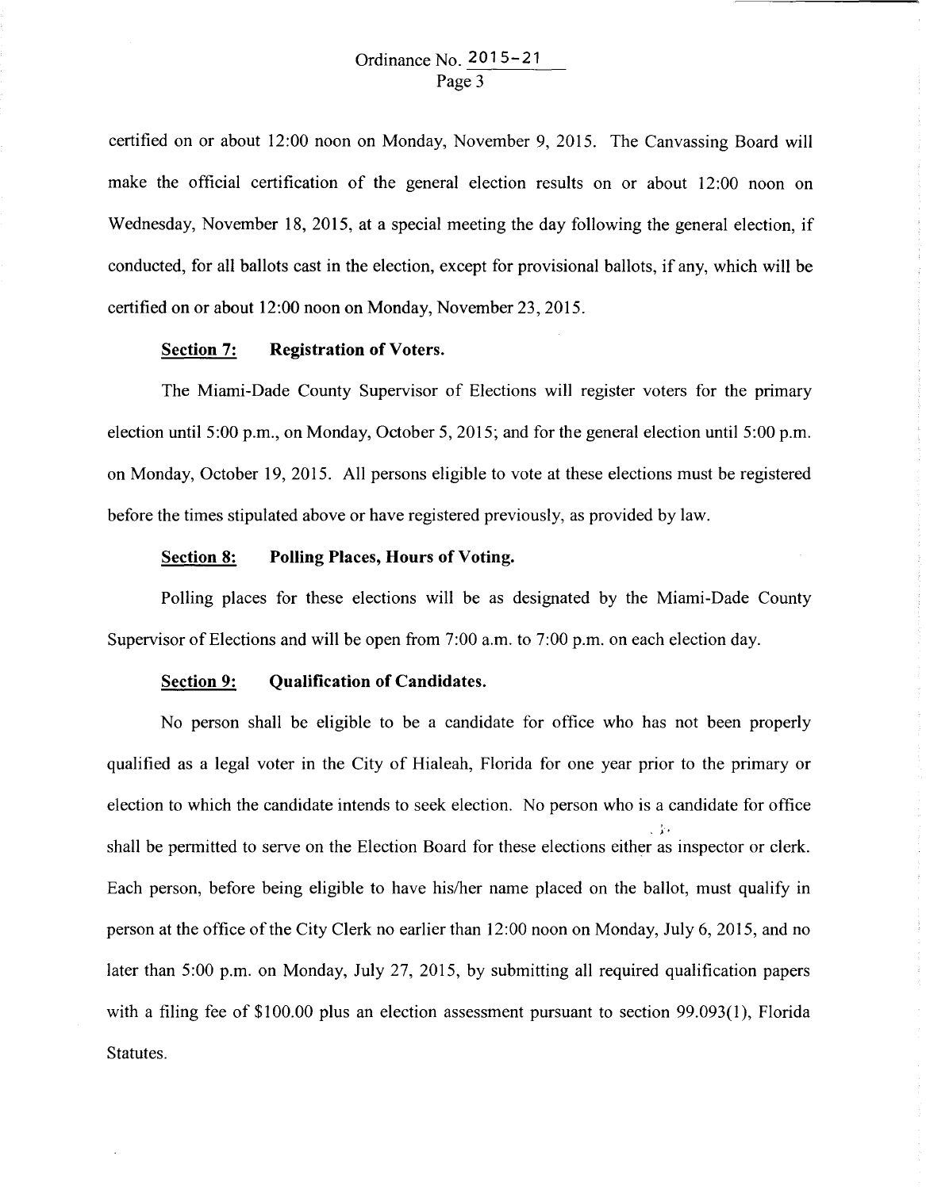certified on or about 12:00 noon on Monday, November 9, 2015. The Canvassing Board will make the official certification of the general election results on or about 12:00 noon on Wednesday, November 18, 2015, at a special meeting the day following the general election, if conducted, for all ballots cast in the election, except for provisional ballots, if any, which will be certified on or about 12:00 noon on Monday, November 23, 2015.

**Section 7: Registration of Voters.**

The Miami-Dade County Supervisor of Elections will register voters for the primary election until 5:00 p.m., on Monday, October 5, 2015; and for the general election until 5:00 p.m. on Monday, October 19, 2015. All persons eligible to vote at these elections must be registered before the times stipulated above or have registered previously, as provided by law.

**Section 8: Polling Places, Hours of Voting.**

Polling places for these elections will be as designated by the Miami-Dade County Supervisor of Elections and will be open from 7:00 a.m. to 7:00 p.m. on each election day.

**Section 9: Qualification of Candidates.**

No person shall be eligible to be a candidate for office who has not been properly qualified as a legal voter in the City of Hialeah, Florida for one year prior to the primary or election to which the candidate intends to seek election. No person who is a candidate for office shall be permitted to serve on the Election Board for these elections either as inspector or clerk. Each person, before being eligible to have his/her name placed on the ballot, must qualify in person at the office of the City Clerk no earlier than 12:00 noon on Monday, July 6, 2015, and no later than 5:00 p.m. on Monday, July 27, 2015, by submitting all required qualification papers with a filing fee of $100.00 plus an election assessment pursuant to section 99.093(1), Florida Statutes.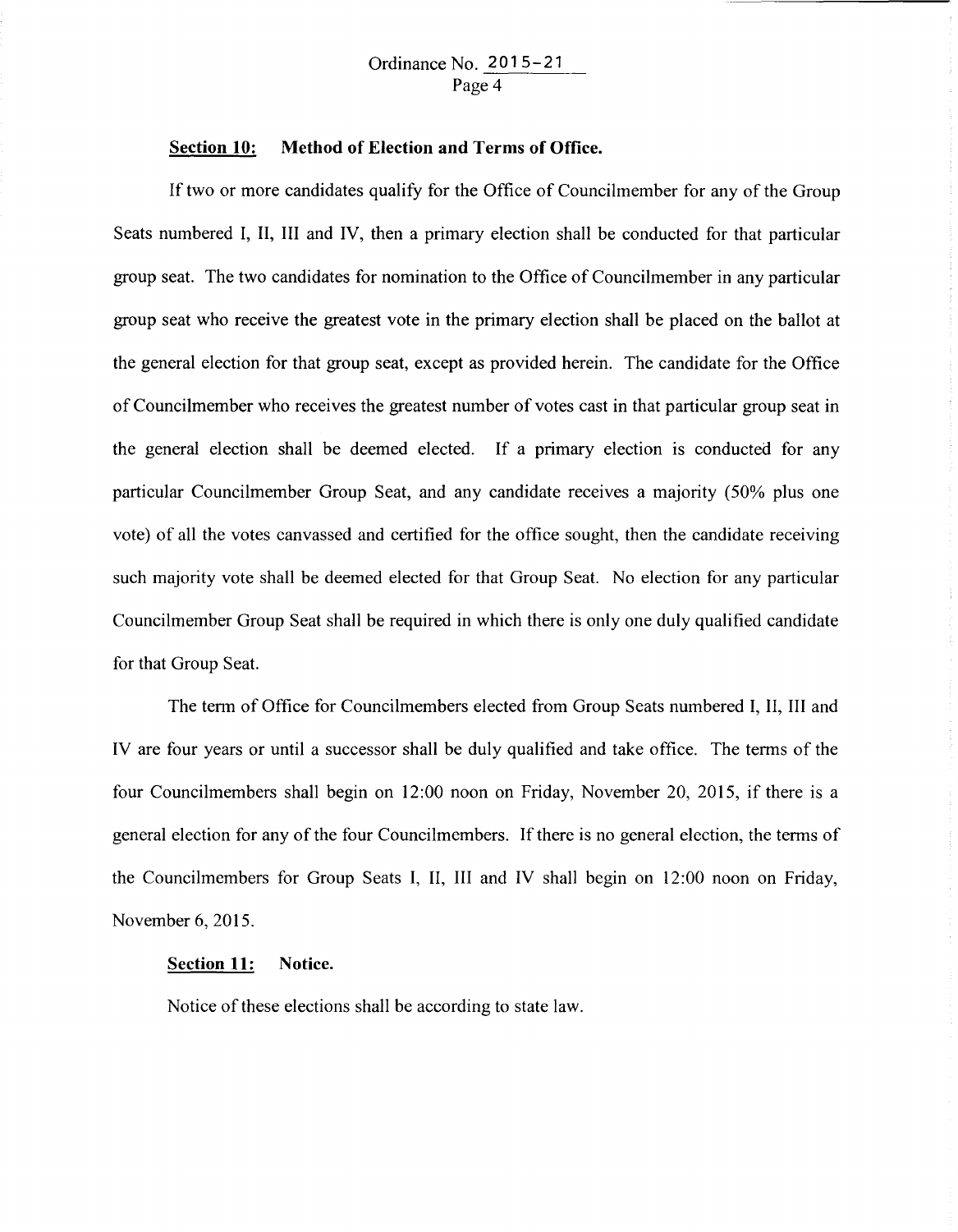**Section 10: Method of Election and Terms of Office.**

If two or more candidates qualify for the Office of Councilmember for any of the Group Seats numbered I, II, III and IV, then a primary election shall be conducted for that particular group seat. The two candidates for nomination to the Office of Councilmember in any particular group seat who receive the greatest vote in the primary election shall be placed on the ballot at the general election for that group seat, except as provided herein. The candidate for the Office of Councilmember who receives the greatest number of votes cast in that particular group seat in the general election shall be deemed elected. If a primary election is conducted for any particular Councilmember Group Seat, and any candidate receives a majority (50% plus one vote) of all the votes canvassed and certified for the office sought, then the candidate receiving such majority vote shall be deemed elected for that Group Seat. No election for any particular Councilmember Group Seat shall be required in which there is only one duly qualified candidate for that Group Seat.

The term of Office for Councilmembers elected from Group Seats numbered I, II, III and IV are four years or until a successor shall be duly qualified and take office. The terms of the four Councilmembers shall begin on 12:00 noon on Friday, November 20, 2015, if there is a general election for any of the four Councilmembers. If there is no general election, the terms of the Councilmembers for Group Seats I, II, III and IV shall begin on 12:00 noon on Friday, November 6, 2015.

**Section 11: Notice.**

Notice of these elections shall be according to state law.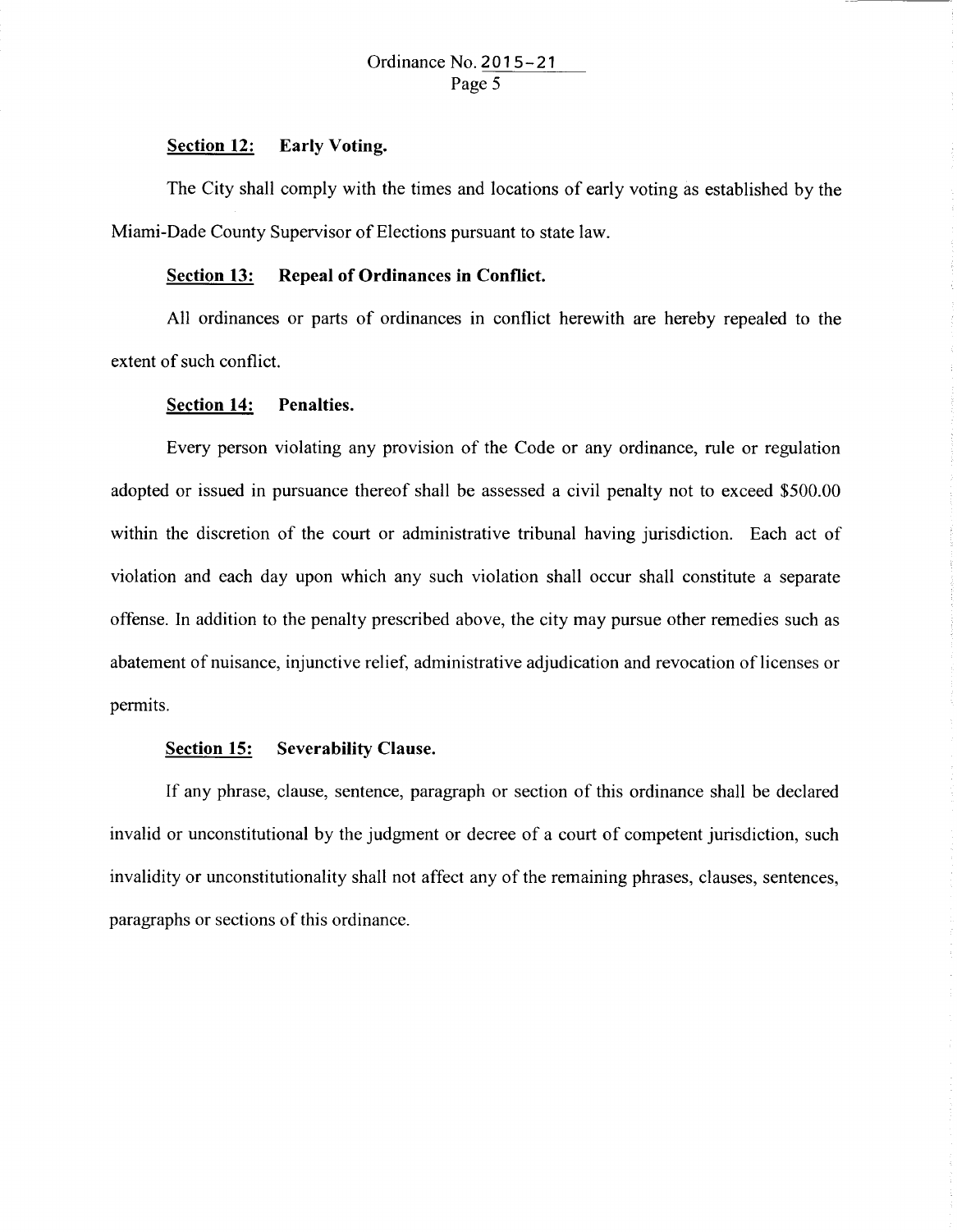**Section 12: Early Voting.**

The City shall comply with the times and locations of early voting as established by the Miami-Dade County Supervisor of Elections pursuant to state law.

**Section 13: Repeal of Ordinances in Conflict.**

All ordinances or parts of ordinances in conflict herewith are hereby repealed to the extent of such conflict.

**Section 14: Penalties.**

Every person violating any provision of the Code or any ordinance, rule or regulation adopted or issued in pursuance thereof shall be assessed a civil penalty not to exceed $500.00 within the discretion of the court or administrative tribunal having jurisdiction. Each act of violation and each day upon which any such violation shall occur shall constitute a separate offense. In addition to the penalty prescribed above, the city may pursue other remedies such as abatement of nuisance, injunctive relief, administrative adjudication and revocation of licenses or permits.

**Section 15: Severability Clause.**

If any phrase, clause, sentence, paragraph or section of this ordinance shall be declared invalid or unconstitutional by the judgment or decree of a court of competent jurisdiction, such invalidity or unconstitutionality shall not affect any of the remaining phrases, clauses, sentences, paragraphs or sections of this ordinance.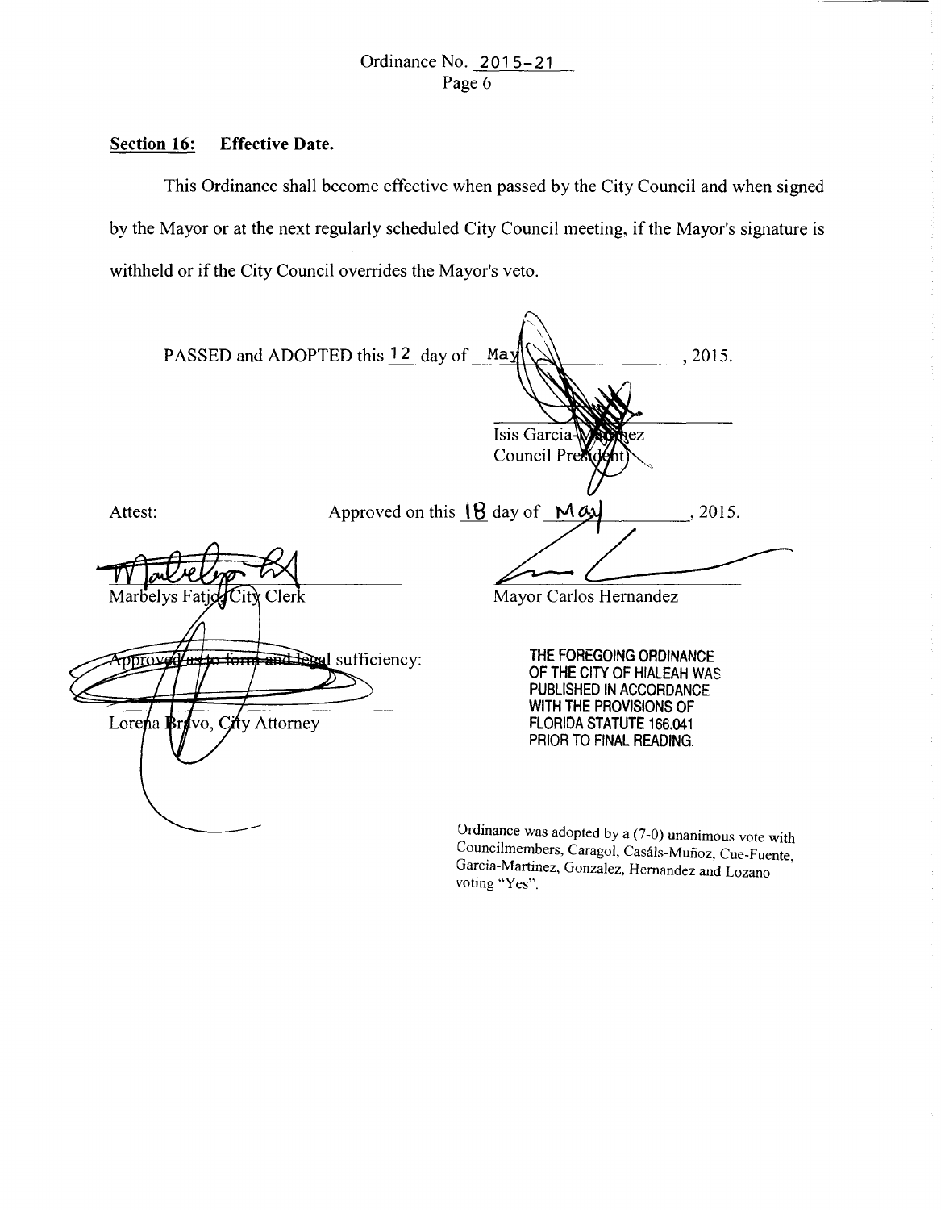Ordinance No. 2015-21

**Section 16: Effective Date.**

This Ordinance shall become effective when passed by the City Council and when signed by the Mayor or at the next regularly scheduled City Council meeting, if the Mayor's signature is withheld or if the City Council overrides the Mayor's veto.

PASSED and ADOPTED this 12 day of May, 2015.

Isis Garcia-Martinez
Council President

Attest:

Approved on this 18 day of May, 2015.

Marbelys Fatjo, City Clerk

Mayor Carlos Hernandez

Approved as to form and legal sufficiency:

Lorena Bravo, City Attorney

THE FOREGOING ORDINANCE OF THE CITY OF HIALEAH WAS PUBLISHED IN ACCORDANCE WITH THE PROVISIONS OF FLORIDA STATUTE 166.041 PRIOR TO FINAL READING.

Ordinance was adopted by a (7-0) unanimous vote with Councilmembers, Caragol, Casáls-Muñoz, Cue-Fuente, Garcia-Martinez, Gonzalez, Hernandez and Lozano voting "Yes".